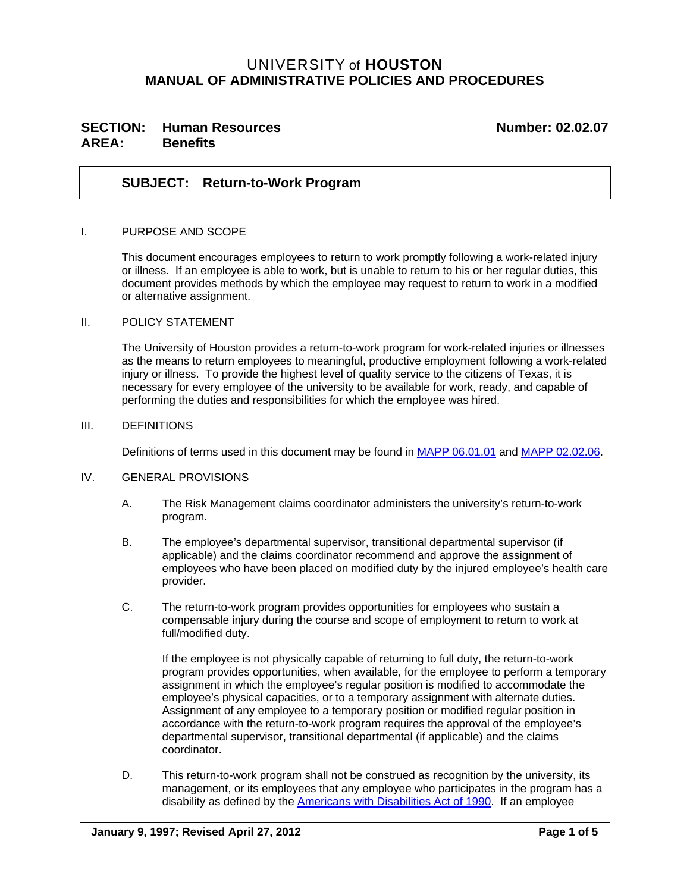# UNIVERSITY of HOUSTON
# MANUAL OF ADMINISTRATIVE POLICIES AND PROCEDURES

**SECTION: Human Resources** **Number: 02.02.07**
**AREA: Benefits**

## SUBJECT: Return-to-Work Program

I. PURPOSE AND SCOPE

This document encourages employees to return to work promptly following a work-related injury or illness. If an employee is able to work, but is unable to return to his or her regular duties, this document provides methods by which the employee may request to return to work in a modified or alternative assignment.

II. POLICY STATEMENT

The University of Houston provides a return-to-work program for work-related injuries or illnesses as the means to return employees to meaningful, productive employment following a work-related injury or illness. To provide the highest level of quality service to the citizens of Texas, it is necessary for every employee of the university to be available for work, ready, and capable of performing the duties and responsibilities for which the employee was hired.

III. DEFINITIONS

Definitions of terms used in this document may be found in MAPP 06.01.01 and MAPP 02.02.06.

IV. GENERAL PROVISIONS

A. The Risk Management claims coordinator administers the university's return-to-work program.

B. The employee's departmental supervisor, transitional departmental supervisor (if applicable) and the claims coordinator recommend and approve the assignment of employees who have been placed on modified duty by the injured employee's health care provider.

C. The return-to-work program provides opportunities for employees who sustain a compensable injury during the course and scope of employment to return to work at full/modified duty.

If the employee is not physically capable of returning to full duty, the return-to-work program provides opportunities, when available, for the employee to perform a temporary assignment in which the employee's regular position is modified to accommodate the employee's physical capacities, or to a temporary assignment with alternate duties. Assignment of any employee to a temporary position or modified regular position in accordance with the return-to-work program requires the approval of the employee's departmental supervisor, transitional departmental (if applicable) and the claims coordinator.

D. This return-to-work program shall not be construed as recognition by the university, its management, or its employees that any employee who participates in the program has a disability as defined by the Americans with Disabilities Act of 1990. If an employee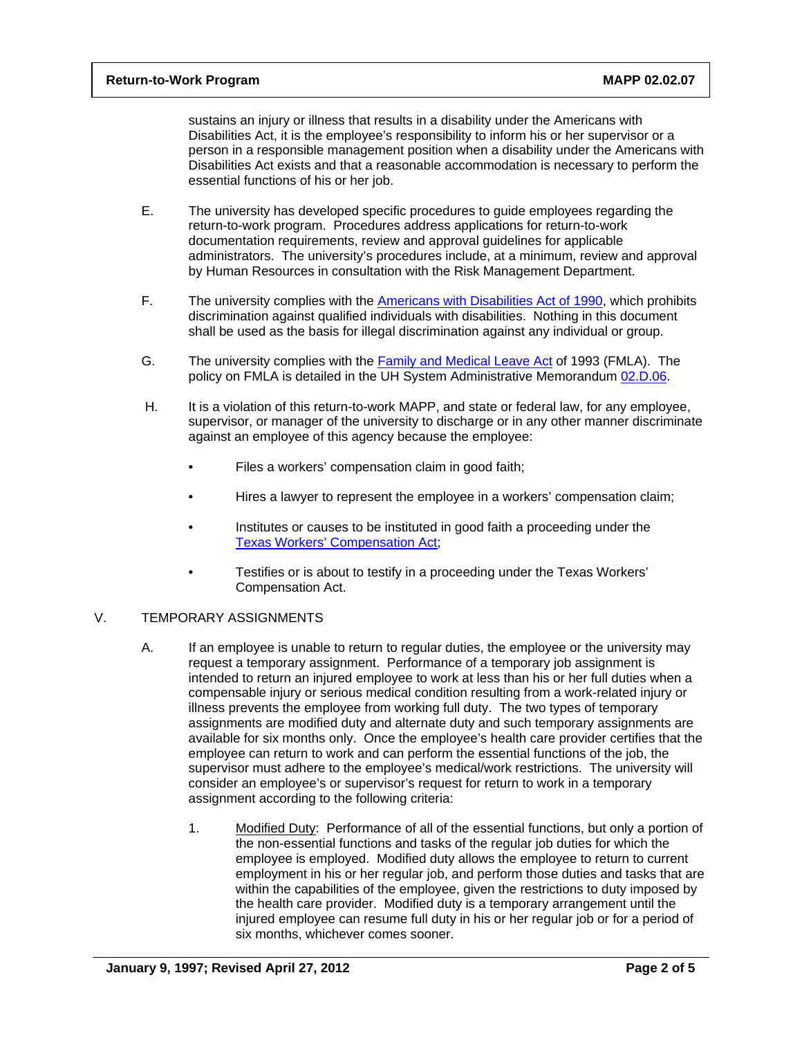sustains an injury or illness that results in a disability under the Americans with Disabilities Act, it is the employee's responsibility to inform his or her supervisor or a person in a responsible management position when a disability under the Americans with Disabilities Act exists and that a reasonable accommodation is necessary to perform the essential functions of his or her job.

E. The university has developed specific procedures to guide employees regarding the return-to-work program. Procedures address applications for return-to-work documentation requirements, review and approval guidelines for applicable administrators. The university's procedures include, at a minimum, review and approval by Human Resources in consultation with the Risk Management Department.

F. The university complies with the [Americans with Disabilities Act of 1990](), which prohibits discrimination against qualified individuals with disabilities. Nothing in this document shall be used as the basis for illegal discrimination against any individual or group.

G. The university complies with the [Family and Medical Leave Act]() of 1993 (FMLA). The policy on FMLA is detailed in the UH System Administrative Memorandum [02.D.06]().

H. It is a violation of this return-to-work MAPP, and state or federal law, for any employee, supervisor, or manager of the university to discharge or in any other manner discriminate against an employee of this agency because the employee:

- Files a workers' compensation claim in good faith;
- Hires a lawyer to represent the employee in a workers' compensation claim;
- Institutes or causes to be instituted in good faith a proceeding under the [Texas Workers' Compensation Act]();
- Testifies or is about to testify in a proceeding under the Texas Workers' Compensation Act.

## V. TEMPORARY ASSIGNMENTS

A. If an employee is unable to return to regular duties, the employee or the university may request a temporary assignment. Performance of a temporary job assignment is intended to return an injured employee to work at less than his or her full duties when a compensable injury or serious medical condition resulting from a work-related injury or illness prevents the employee from working full duty. The two types of temporary assignments are modified duty and alternate duty and such temporary assignments are available for six months only. Once the employee's health care provider certifies that the employee can return to work and can perform the essential functions of the job, the supervisor must adhere to the employee's medical/work restrictions. The university will consider an employee's or supervisor's request for return to work in a temporary assignment according to the following criteria:

1. Modified Duty: Performance of all of the essential functions, but only a portion of the non-essential functions and tasks of the regular job duties for which the employee is employed. Modified duty allows the employee to return to current employment in his or her regular job, and perform those duties and tasks that are within the capabilities of the employee, given the restrictions to duty imposed by the health care provider. Modified duty is a temporary arrangement until the injured employee can resume full duty in his or her regular job or for a period of six months, whichever comes sooner.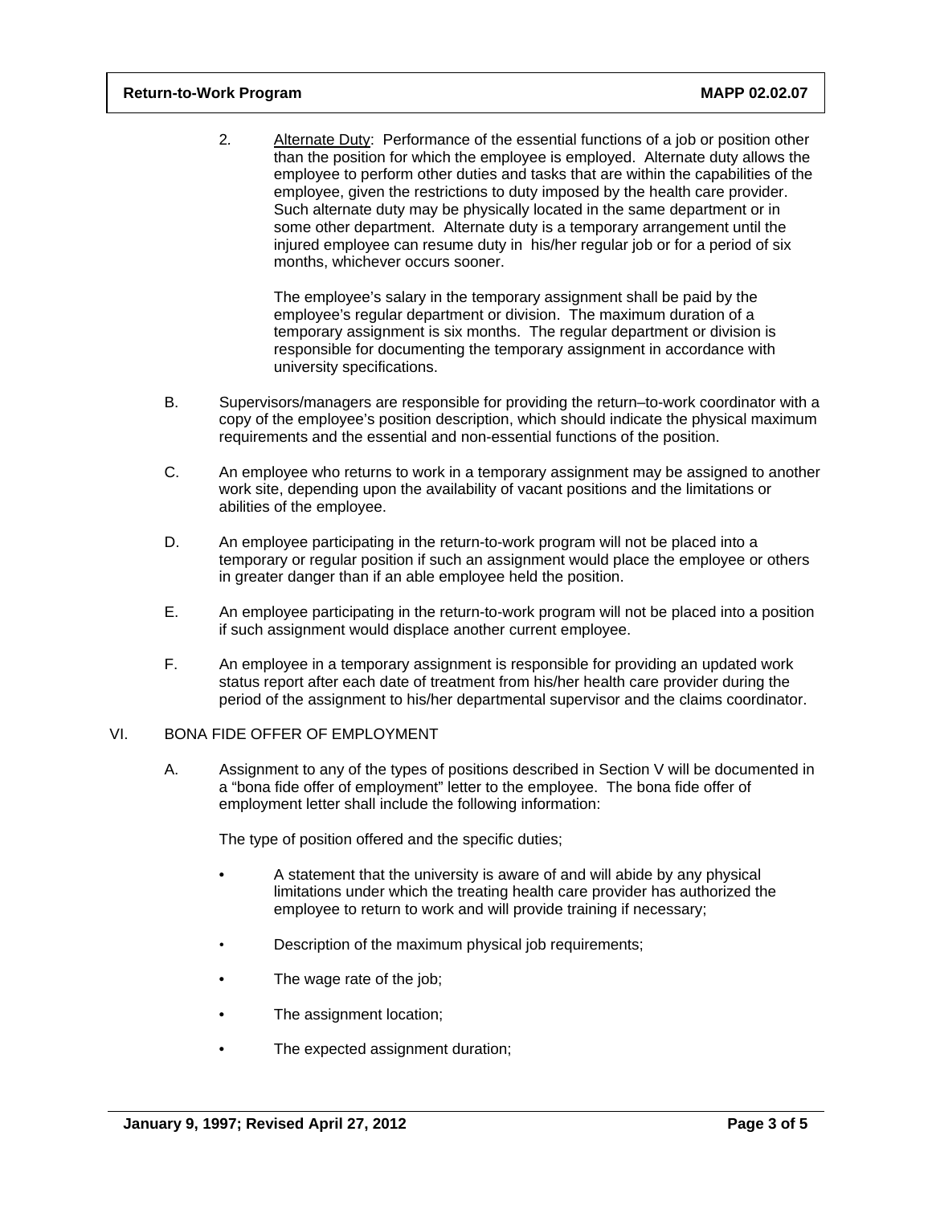2. Alternate Duty: Performance of the essential functions of a job or position other than the position for which the employee is employed. Alternate duty allows the employee to perform other duties and tasks that are within the capabilities of the employee, given the restrictions to duty imposed by the health care provider. Such alternate duty may be physically located in the same department or in some other department. Alternate duty is a temporary arrangement until the injured employee can resume duty in his/her regular job or for a period of six months, whichever occurs sooner.

   The employee's salary in the temporary assignment shall be paid by the employee's regular department or division. The maximum duration of a temporary assignment is six months. The regular department or division is responsible for documenting the temporary assignment in accordance with university specifications.

B. Supervisors/managers are responsible for providing the return–to-work coordinator with a copy of the employee's position description, which should indicate the physical maximum requirements and the essential and non-essential functions of the position.

C. An employee who returns to work in a temporary assignment may be assigned to another work site, depending upon the availability of vacant positions and the limitations or abilities of the employee.

D. An employee participating in the return-to-work program will not be placed into a temporary or regular position if such an assignment would place the employee or others in greater danger than if an able employee held the position.

E. An employee participating in the return-to-work program will not be placed into a position if such assignment would displace another current employee.

F. An employee in a temporary assignment is responsible for providing an updated work status report after each date of treatment from his/her health care provider during the period of the assignment to his/her departmental supervisor and the claims coordinator.

VI. BONA FIDE OFFER OF EMPLOYMENT

A. Assignment to any of the types of positions described in Section V will be documented in a "bona fide offer of employment" letter to the employee. The bona fide offer of employment letter shall include the following information:

   The type of position offered and the specific duties;

   - A statement that the university is aware of and will abide by any physical limitations under which the treating health care provider has authorized the employee to return to work and will provide training if necessary;
   - Description of the maximum physical job requirements;
   - The wage rate of the job;
   - The assignment location;
   - The expected assignment duration;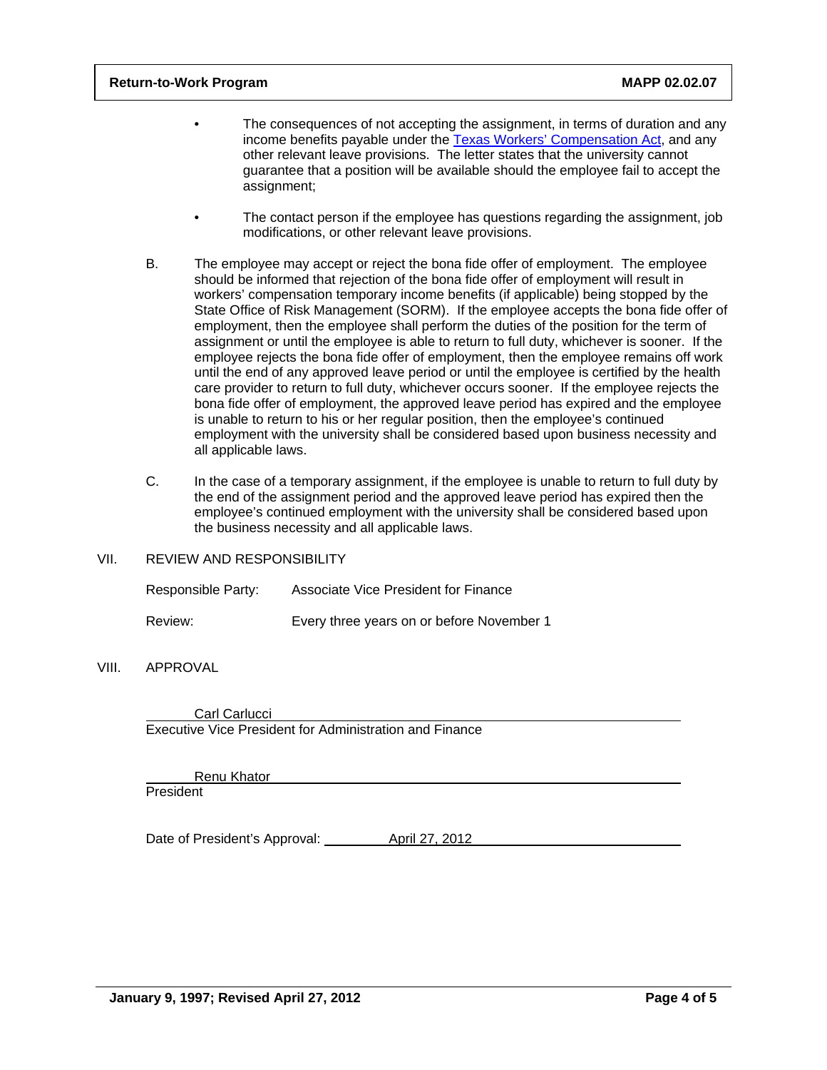- The consequences of not accepting the assignment, in terms of duration and any income benefits payable under the [Texas Workers' Compensation Act](), and any other relevant leave provisions. The letter states that the university cannot guarantee that a position will be available should the employee fail to accept the assignment;

- The contact person if the employee has questions regarding the assignment, job modifications, or other relevant leave provisions.

B. The employee may accept or reject the bona fide offer of employment. The employee should be informed that rejection of the bona fide offer of employment will result in workers' compensation temporary income benefits (if applicable) being stopped by the State Office of Risk Management (SORM). If the employee accepts the bona fide offer of employment, then the employee shall perform the duties of the position for the term of assignment or until the employee is able to return to full duty, whichever is sooner. If the employee rejects the bona fide offer of employment, then the employee remains off work until the end of any approved leave period or until the employee is certified by the health care provider to return to full duty, whichever occurs sooner. If the employee rejects the bona fide offer of employment, the approved leave period has expired and the employee is unable to return to his or her regular position, then the employee's continued employment with the university shall be considered based upon business necessity and all applicable laws.

C. In the case of a temporary assignment, if the employee is unable to return to full duty by the end of the assignment period and the approved leave period has expired then the employee's continued employment with the university shall be considered based upon the business necessity and all applicable laws.

## VII. REVIEW AND RESPONSIBILITY

Responsible Party: Associate Vice President for Finance

Review: Every three years on or before November 1

## VIII. APPROVAL

Carl Carlucci
Executive Vice President for Administration and Finance

Renu Khator
President

Date of President's Approval: April 27, 2012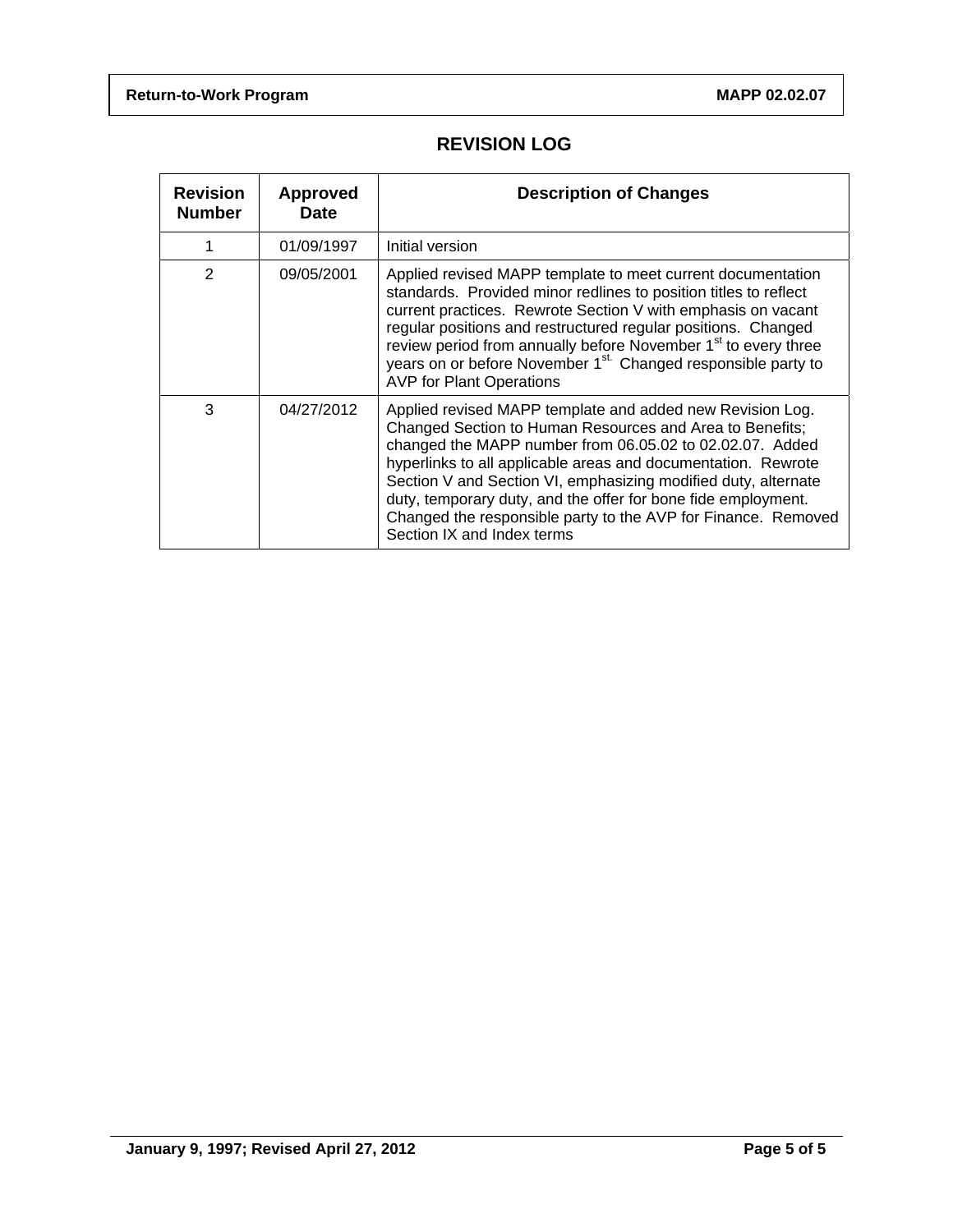## REVISION LOG

| Revision Number | Approved Date | Description of Changes |
|---|---|---|
| 1 | 01/09/1997 | Initial version |
| 2 | 09/05/2001 | Applied revised MAPP template to meet current documentation standards. Provided minor redlines to position titles to reflect current practices. Rewrote Section V with emphasis on vacant regular positions and restructured regular positions. Changed review period from annually before November 1st to every three years on or before November 1st. Changed responsible party to AVP for Plant Operations |
| 3 | 04/27/2012 | Applied revised MAPP template and added new Revision Log. Changed Section to Human Resources and Area to Benefits; changed the MAPP number from 06.05.02 to 02.02.07. Added hyperlinks to all applicable areas and documentation. Rewrote Section V and Section VI, emphasizing modified duty, alternate duty, temporary duty, and the offer for bone fide employment. Changed the responsible party to the AVP for Finance. Removed Section IX and Index terms |